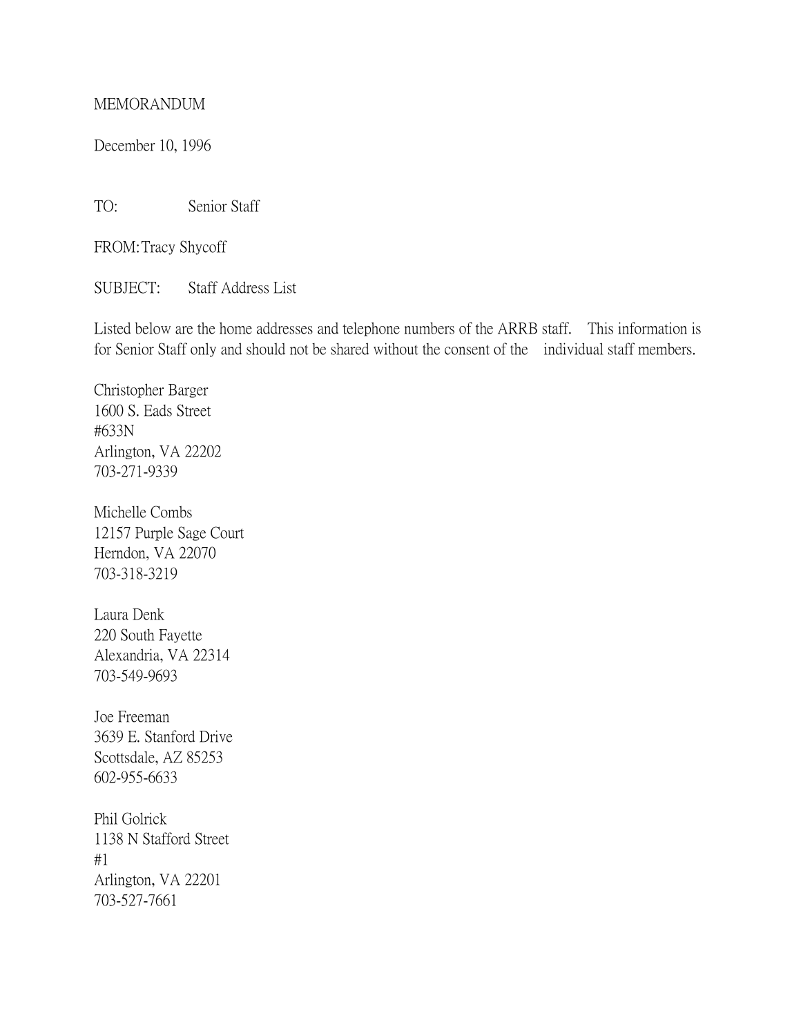MEMORANDUM

December 10, 1996

TO: Senior Staff

FROM: Tracy Shycoff

SUBJECT: Staff Address List

Listed below are the home addresses and telephone numbers of the ARRB staff. This information is for Senior Staff only and should not be shared without the consent of the individual staff members.

Christopher Barger
1600 S. Eads Street
#633N
Arlington, VA 22202
703-271-9339

Michelle Combs
12157 Purple Sage Court
Herndon, VA 22070
703-318-3219

Laura Denk
220 South Fayette
Alexandria, VA 22314
703-549-9693

Joe Freeman
3639 E. Stanford Drive
Scottsdale, AZ 85253
602-955-6633

Phil Golrick
1138 N Stafford Street
#1
Arlington, VA 22201
703-527-7661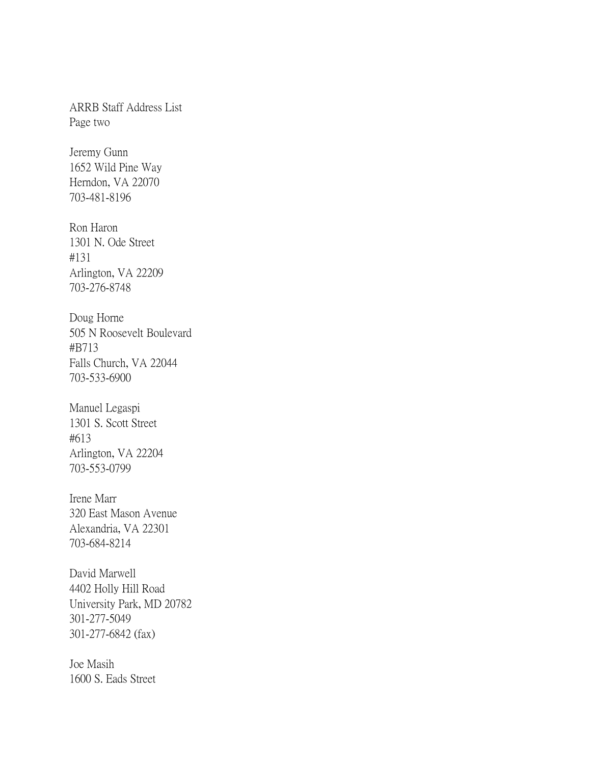ARRB Staff Address List
Page two

Jeremy Gunn
1652 Wild Pine Way
Herndon, VA 22070
703-481-8196

Ron Haron
1301 N. Ode Street
#131
Arlington, VA 22209
703-276-8748

Doug Horne
505 N Roosevelt Boulevard
#B713
Falls Church, VA 22044
703-533-6900

Manuel Legaspi
1301 S. Scott Street
#613
Arlington, VA 22204
703-553-0799

Irene Marr
320 East Mason Avenue
Alexandria, VA 22301
703-684-8214

David Marwell
4402 Holly Hill Road
University Park, MD 20782
301-277-5049
301-277-6842 (fax)

Joe Masih
1600 S. Eads Street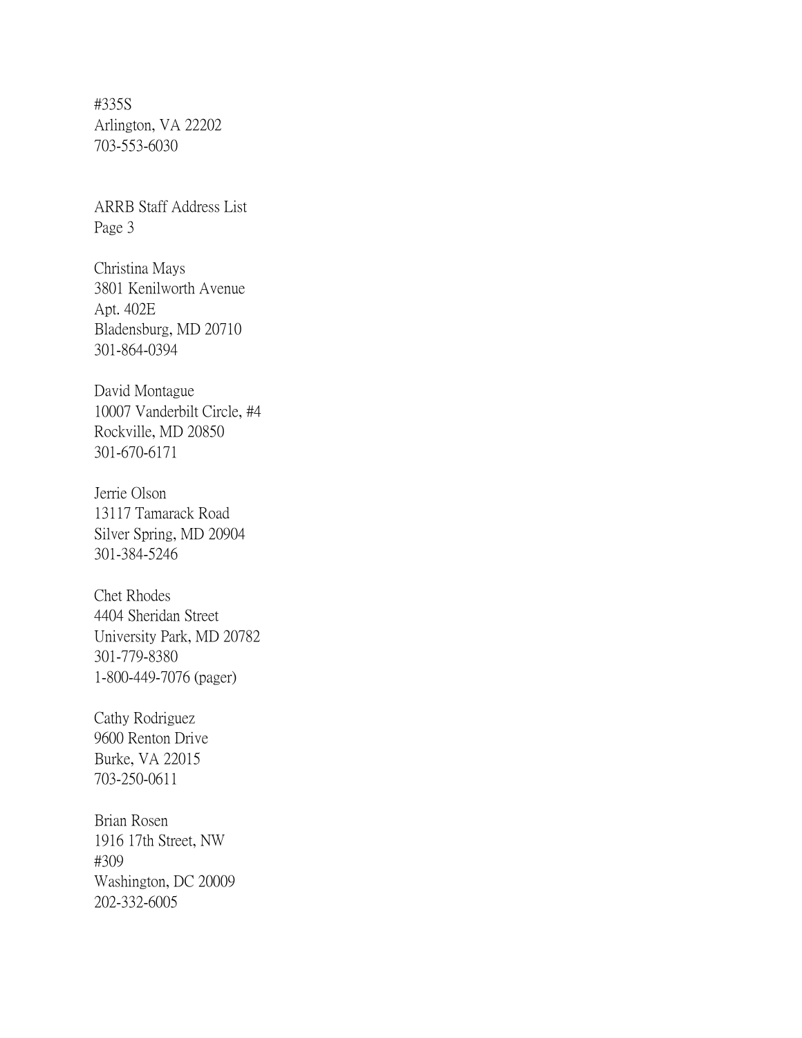#335S
Arlington, VA 22202
703-553-6030

Christina Mays
3801 Kenilworth Avenue
Apt. 402E
Bladensburg, MD 20710
301-864-0394

David Montague
10007 Vanderbilt Circle, #4
Rockville, MD 20850
301-670-6171

Jerrie Olson
13117 Tamarack Road
Silver Spring, MD 20904
301-384-5246

Chet Rhodes
4404 Sheridan Street
University Park, MD 20782
301-779-8380
1-800-449-7076 (pager)

Cathy Rodriguez
9600 Renton Drive
Burke, VA 22015
703-250-0611

Brian Rosen
1916 17th Street, NW
#309
Washington, DC 20009
202-332-6005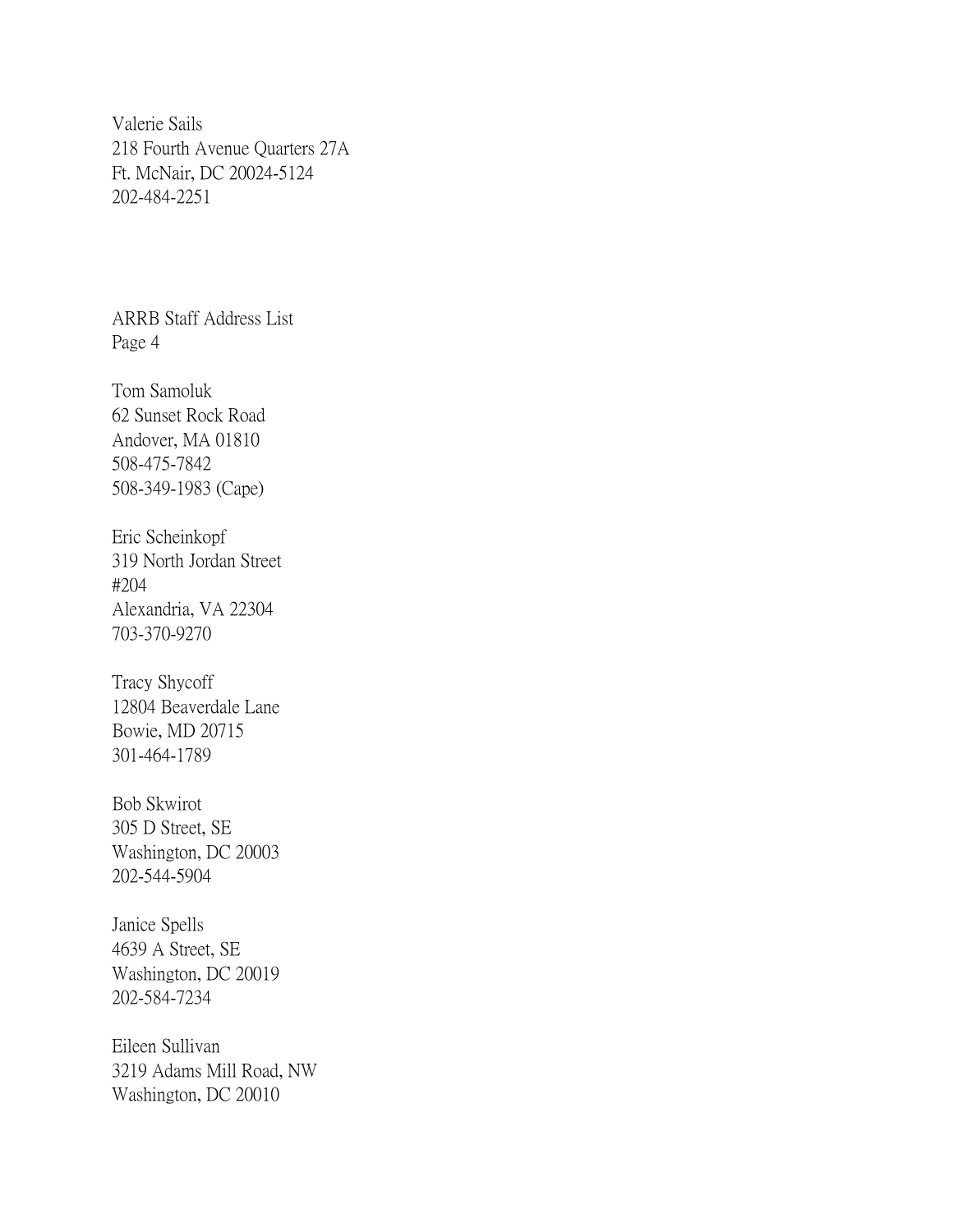Valerie Sails
218 Fourth Avenue Quarters 27A
Ft. McNair, DC 20024-5124
202-484-2251

Tom Samoluk
62 Sunset Rock Road
Andover, MA 01810
508-475-7842
508-349-1983 (Cape)

Eric Scheinkopf
319 North Jordan Street
#204
Alexandria, VA 22304
703-370-9270

Tracy Shycoff
12804 Beaverdale Lane
Bowie, MD 20715
301-464-1789

Bob Skwirot
305 D Street, SE
Washington, DC 20003
202-544-5904

Janice Spells
4639 A Street, SE
Washington, DC 20019
202-584-7234

Eileen Sullivan
3219 Adams Mill Road, NW
Washington, DC 20010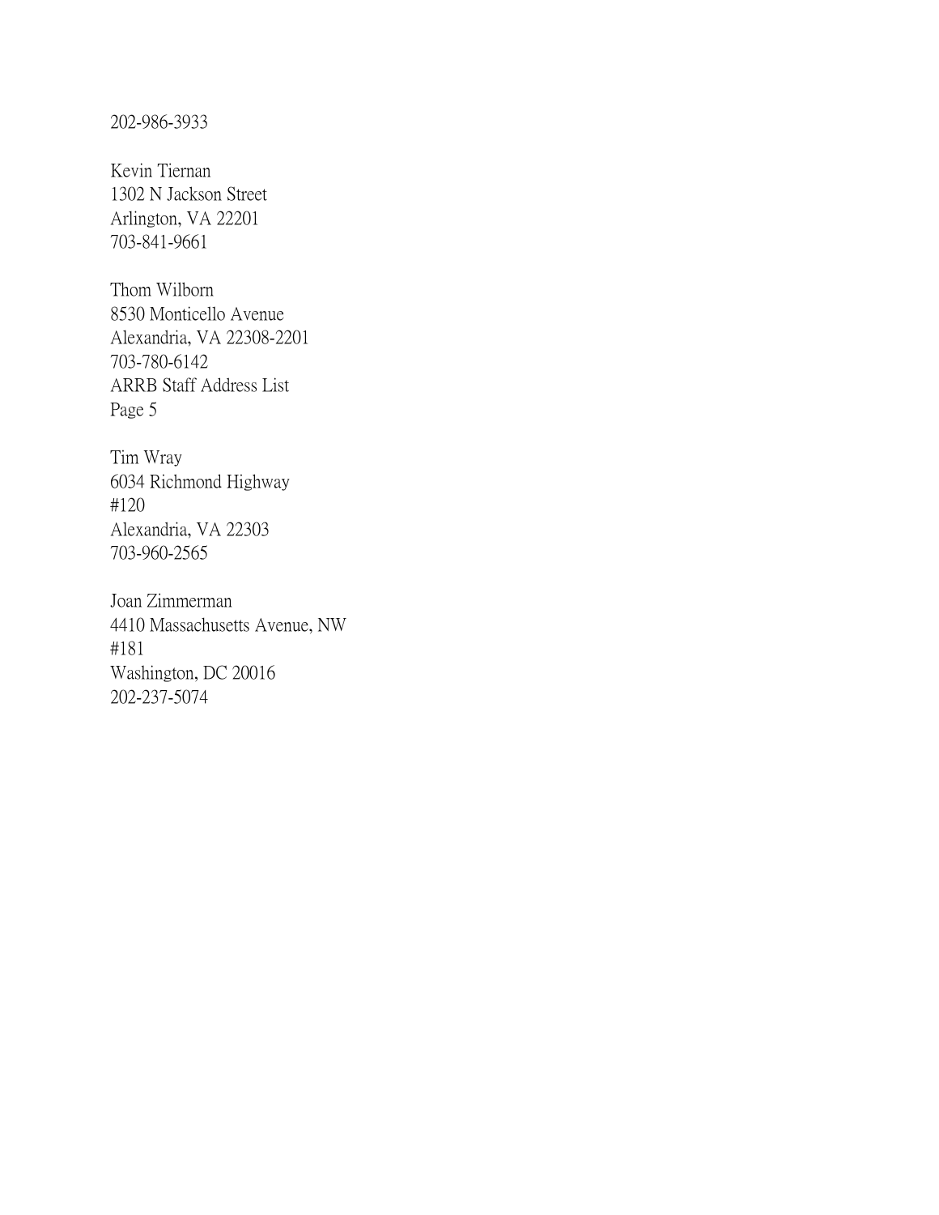202-986-3933

Kevin Tiernan
1302 N Jackson Street
Arlington, VA 22201
703-841-9661

Thom Wilborn
8530 Monticello Avenue
Alexandria, VA 22308-2201
703-780-6142

Tim Wray
6034 Richmond Highway
#120
Alexandria, VA 22303
703-960-2565

Joan Zimmerman
4410 Massachusetts Avenue, NW
#181
Washington, DC 20016
202-237-5074